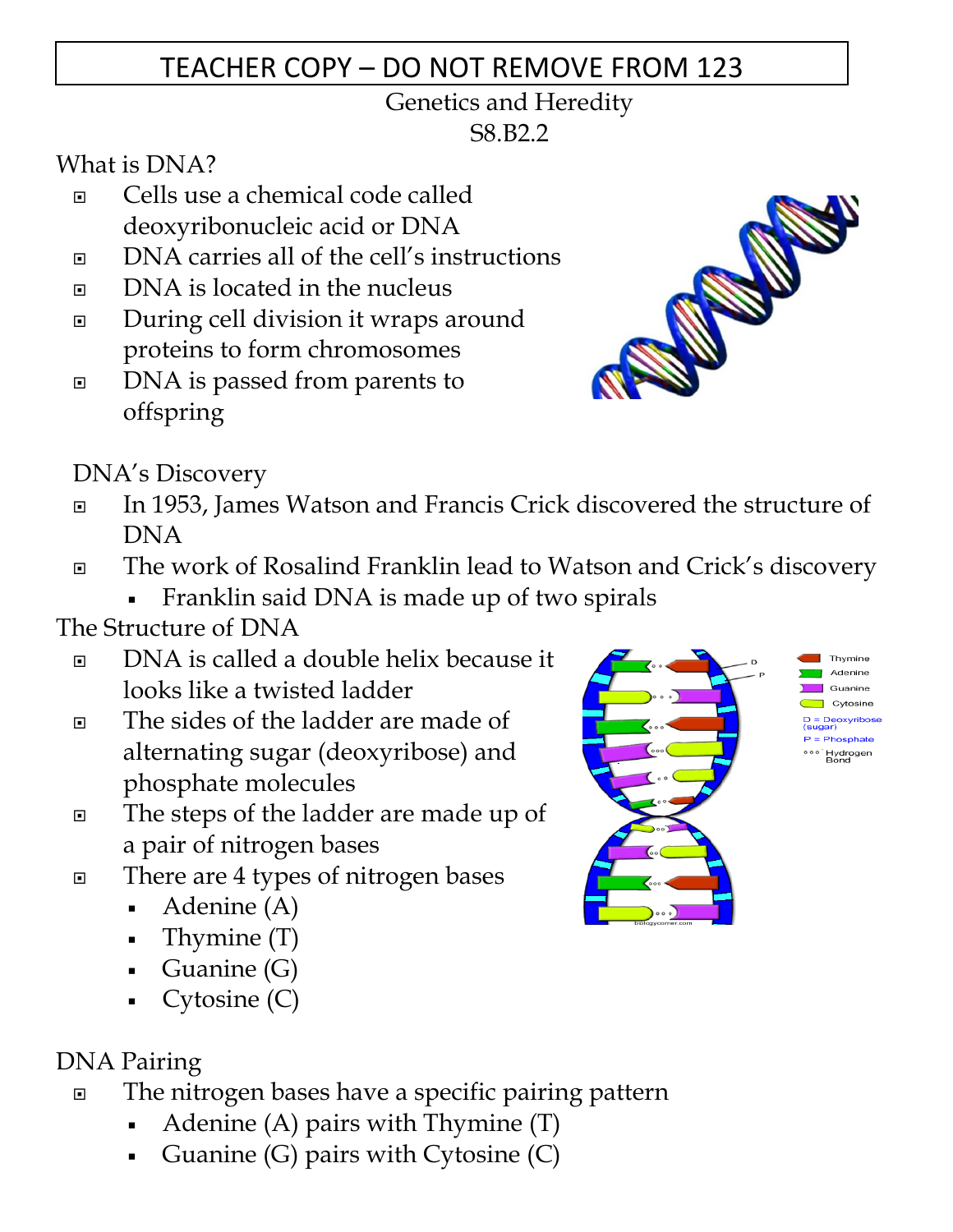TEACHER COPY – DO NOT REMOVE FROM 123

# Genetics and Heredity
## S8.B2.2

### What is DNA?

- Cells use a chemical code called deoxyribonucleic acid or DNA
- DNA carries all of the cell's instructions
- DNA is located in the nucleus
- During cell division it wraps around proteins to form chromosomes
- DNA is passed from parents to offspring

### DNA's Discovery

- In 1953, James Watson and Francis Crick discovered the structure of DNA
- The work of Rosalind Franklin lead to Watson and Crick's discovery
  - Franklin said DNA is made up of two spirals

### The Structure of DNA

- DNA is called a double helix because it looks like a twisted ladder
- The sides of the ladder are made of alternating sugar (deoxyribose) and phosphate molecules
- The steps of the ladder are made up of a pair of nitrogen bases
- There are 4 types of nitrogen bases
  - Adenine (A)
  - Thymine (T)
  - Guanine (G)
  - Cytosine (C)

### DNA Pairing

- The nitrogen bases have a specific pairing pattern
  - Adenine (A) pairs with Thymine (T)
  - Guanine (G) pairs with Cytosine (C)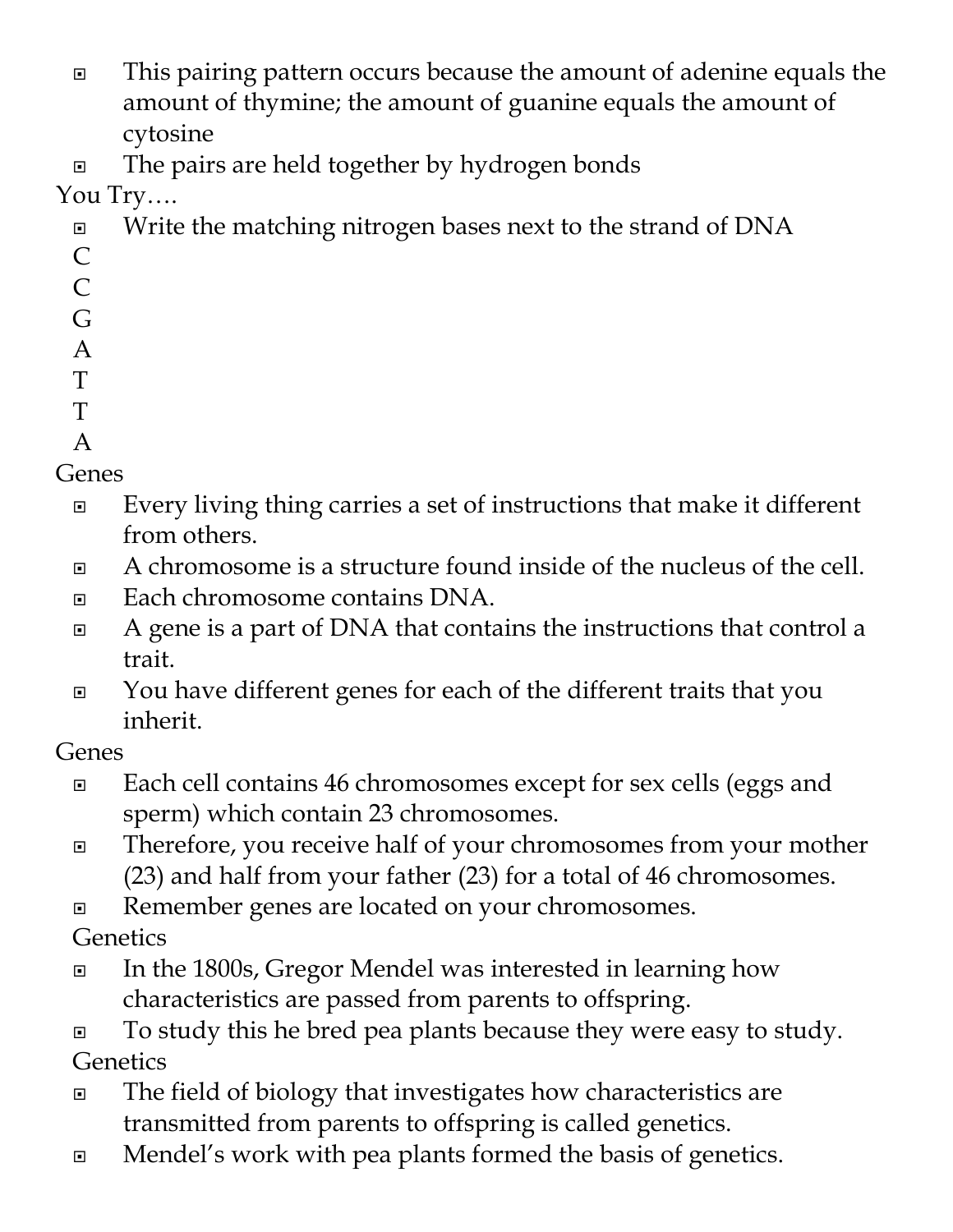- This pairing pattern occurs because the amount of adenine equals the amount of thymine; the amount of guanine equals the amount of cytosine
- The pairs are held together by hydrogen bonds

You Try….

- Write the matching nitrogen bases next to the strand of DNA

C
C
G
A
T
T
A

Genes

- Every living thing carries a set of instructions that make it different from others.
- A chromosome is a structure found inside of the nucleus of the cell.
- Each chromosome contains DNA.
- A gene is a part of DNA that contains the instructions that control a trait.
- You have different genes for each of the different traits that you inherit.

Genes

- Each cell contains 46 chromosomes except for sex cells (eggs and sperm) which contain 23 chromosomes.
- Therefore, you receive half of your chromosomes from your mother (23) and half from your father (23) for a total of 46 chromosomes.
- Remember genes are located on your chromosomes.

Genetics

- In the 1800s, Gregor Mendel was interested in learning how characteristics are passed from parents to offspring.
- To study this he bred pea plants because they were easy to study.

Genetics

- The field of biology that investigates how characteristics are transmitted from parents to offspring is called genetics.
- Mendel's work with pea plants formed the basis of genetics.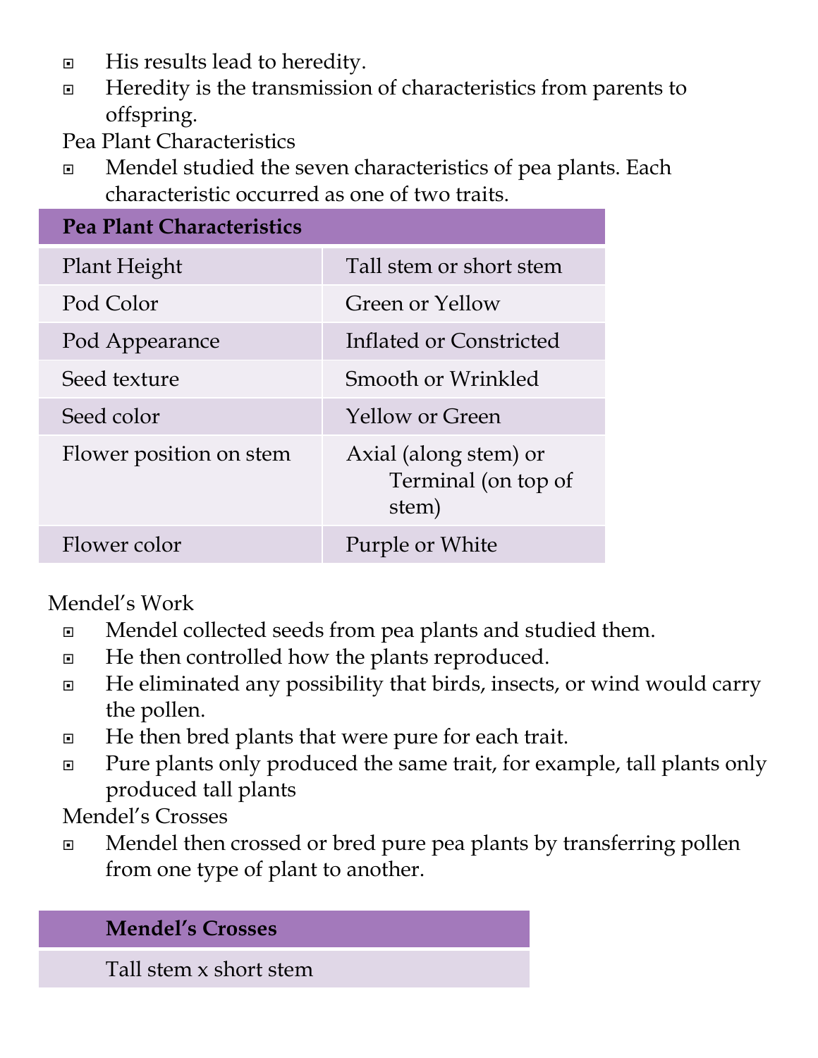- His results lead to heredity.
- Heredity is the transmission of characteristics from parents to offspring.

Pea Plant Characteristics

- Mendel studied the seven characteristics of pea plants. Each characteristic occurred as one of two traits.

| **Pea Plant Characteristics** | |
|---|---|
| Plant Height | Tall stem or short stem |
| Pod Color | Green or Yellow |
| Pod Appearance | Inflated or Constricted |
| Seed texture | Smooth or Wrinkled |
| Seed color | Yellow or Green |
| Flower position on stem | Axial (along stem) or Terminal (on top of stem) |
| Flower color | Purple or White |

Mendel's Work

- Mendel collected seeds from pea plants and studied them.
- He then controlled how the plants reproduced.
- He eliminated any possibility that birds, insects, or wind would carry the pollen.
- He then bred plants that were pure for each trait.
- Pure plants only produced the same trait, for example, tall plants only produced tall plants

Mendel's Crosses

- Mendel then crossed or bred pure pea plants by transferring pollen from one type of plant to another.

| **Mendel's Crosses** |
|---|
| Tall stem x short stem |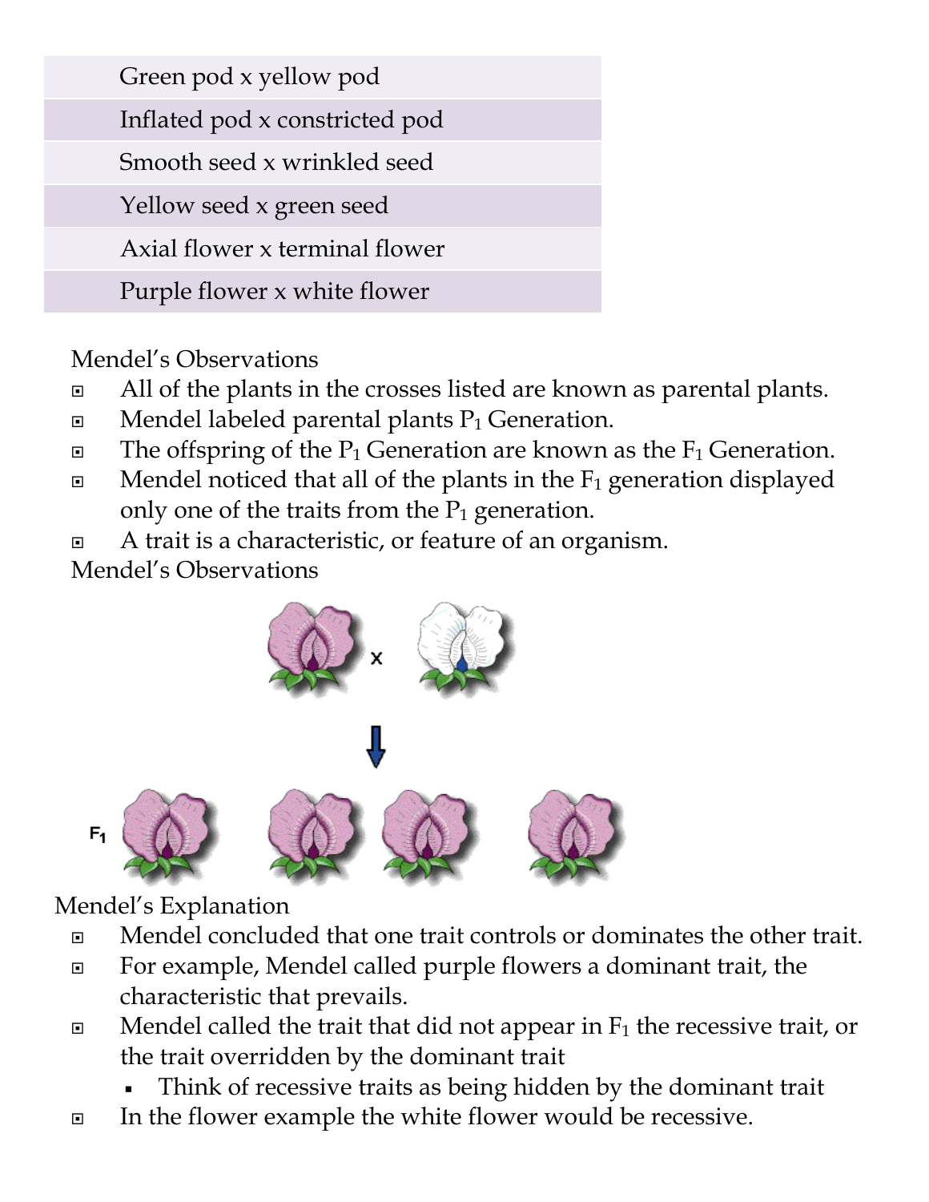| Green pod x yellow pod |
| --- |
| Inflated pod x constricted pod |
| Smooth seed x wrinkled seed |
| Yellow seed x green seed |
| Axial flower x terminal flower |
| Purple flower x white flower |

Mendel's Observations

- All of the plants in the crosses listed are known as parental plants.
- Mendel labeled parental plants $P_1$ Generation.
- The offspring of the $P_1$ Generation are known as the $F_1$ Generation.
- Mendel noticed that all of the plants in the $F_1$ generation displayed only one of the traits from the $P_1$ generation.
- A trait is a characteristic, or feature of an organism.

Mendel's Observations

Mendel's Explanation

- Mendel concluded that one trait controls or dominates the other trait.
- For example, Mendel called purple flowers a dominant trait, the characteristic that prevails.
- Mendel called the trait that did not appear in $F_1$ the recessive trait, or the trait overridden by the dominant trait
  - Think of recessive traits as being hidden by the dominant trait
- In the flower example the white flower would be recessive.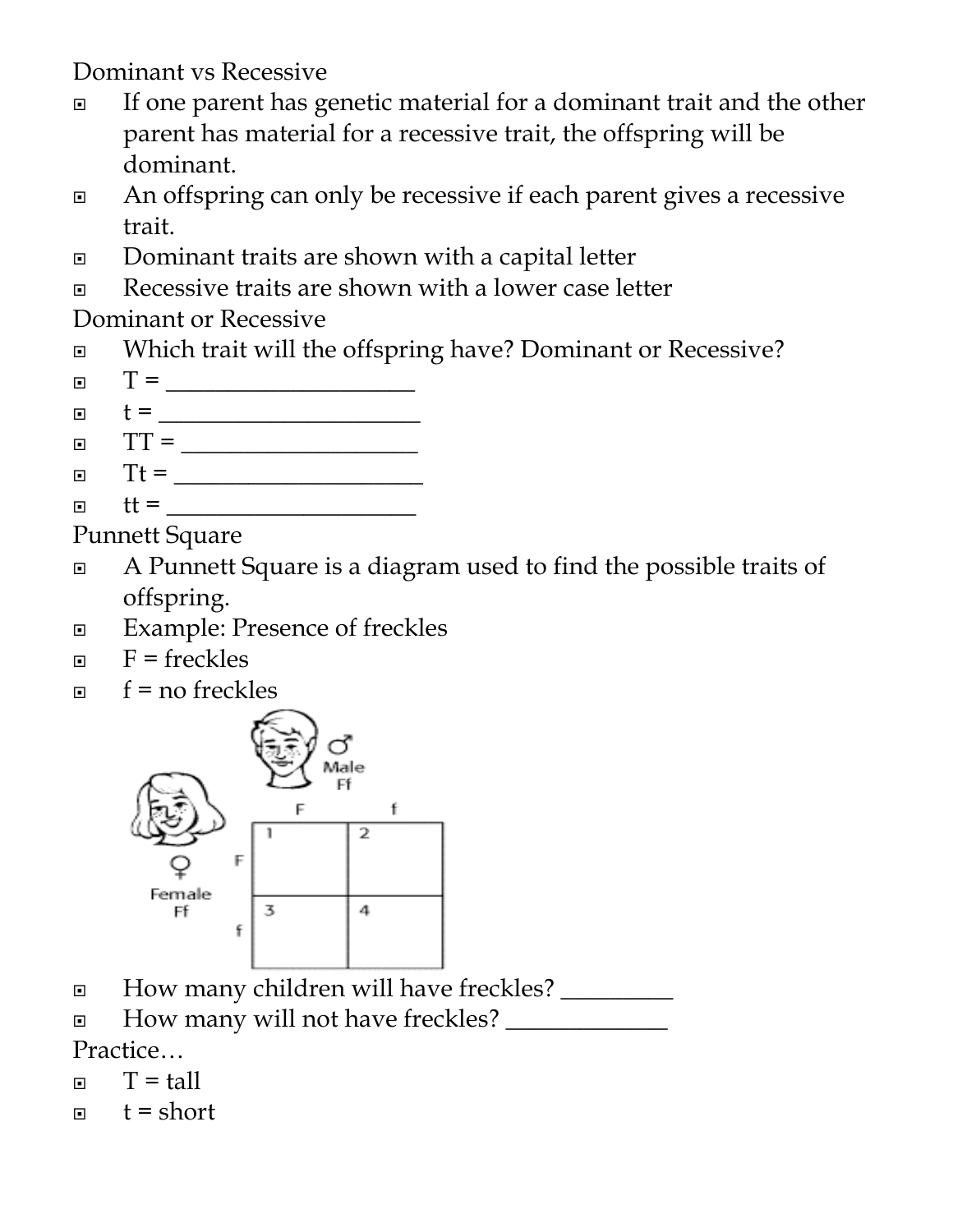## Dominant vs Recessive

- If one parent has genetic material for a dominant trait and the other parent has material for a recessive trait, the offspring will be dominant.
- An offspring can only be recessive if each parent gives a recessive trait.
- Dominant traits are shown with a capital letter
- Recessive traits are shown with a lower case letter

## Dominant or Recessive

- Which trait will the offspring have? Dominant or Recessive?
- T = ____________________
- t = _____________________
- TT = ___________________
- Tt = ____________________
- tt = ____________________

## Punnett Square

- A Punnett Square is a diagram used to find the possible traits of offspring.
- Example: Presence of freckles
- F = freckles
- f = no freckles

Male Ff

Female Ff

|   | F | f |
|---|---|---|
| **F** | 1 | 2 |
| **f** | 3 | 4 |

- How many children will have freckles? _________
- How many will not have freckles? _____________

## Practice…

- T = tall
- t = short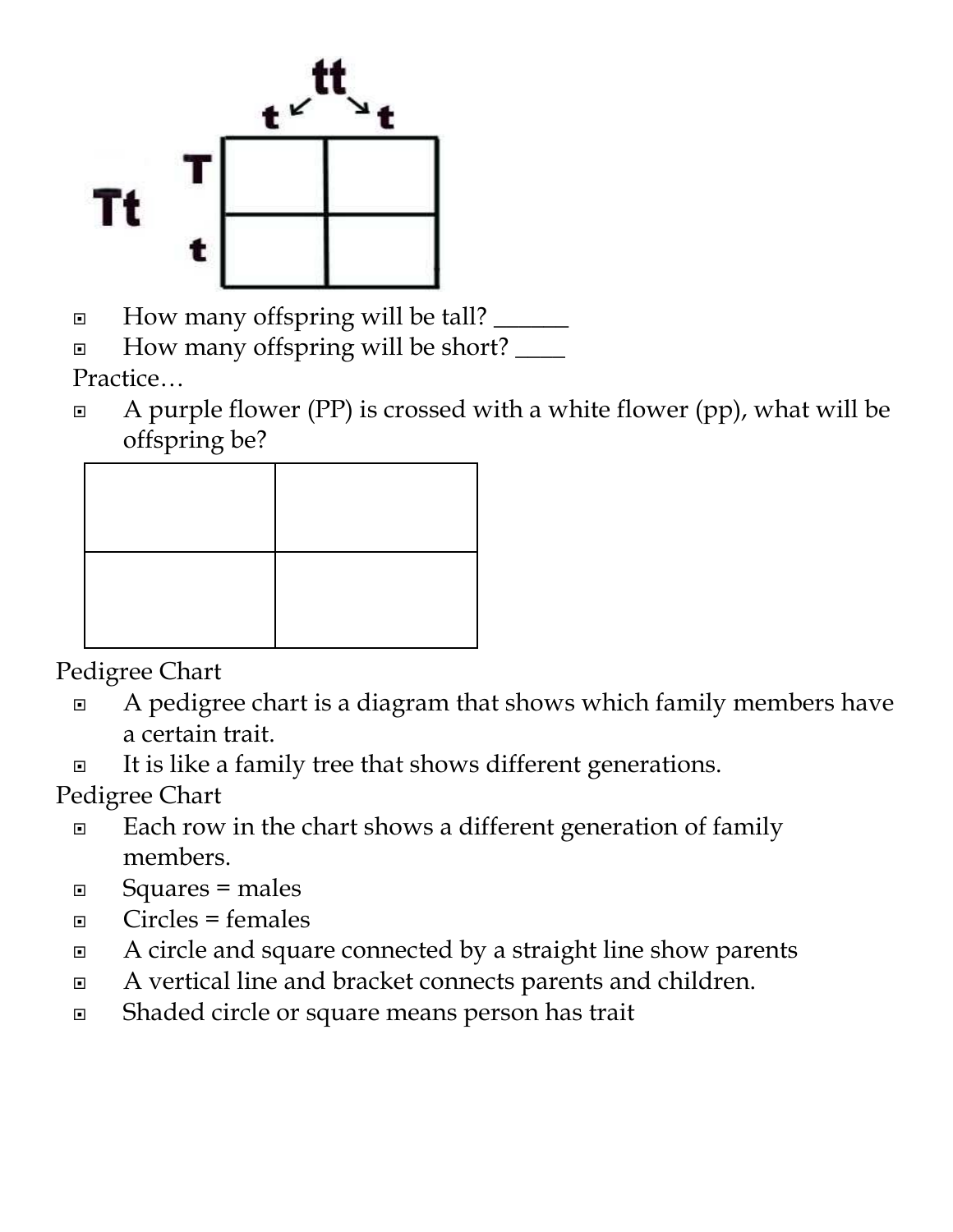|  | t | t |
| --- | --- | --- |
| **T** |  |  |
| **t** |  |  |

(Parent genotypes: **Tt** × **tt**)

- How many offspring will be tall? ______
- How many offspring will be short? ____

Practice…

- A purple flower (PP) is crossed with a white flower (pp), what will be offspring be?

|  |  |
| --- | --- |
|  |  |
|  |  |

Pedigree Chart

- A pedigree chart is a diagram that shows which family members have a certain trait.
- It is like a family tree that shows different generations.

Pedigree Chart

- Each row in the chart shows a different generation of family members.
- Squares = males
- Circles = females
- A circle and square connected by a straight line show parents
- A vertical line and bracket connects parents and children.
- Shaded circle or square means person has trait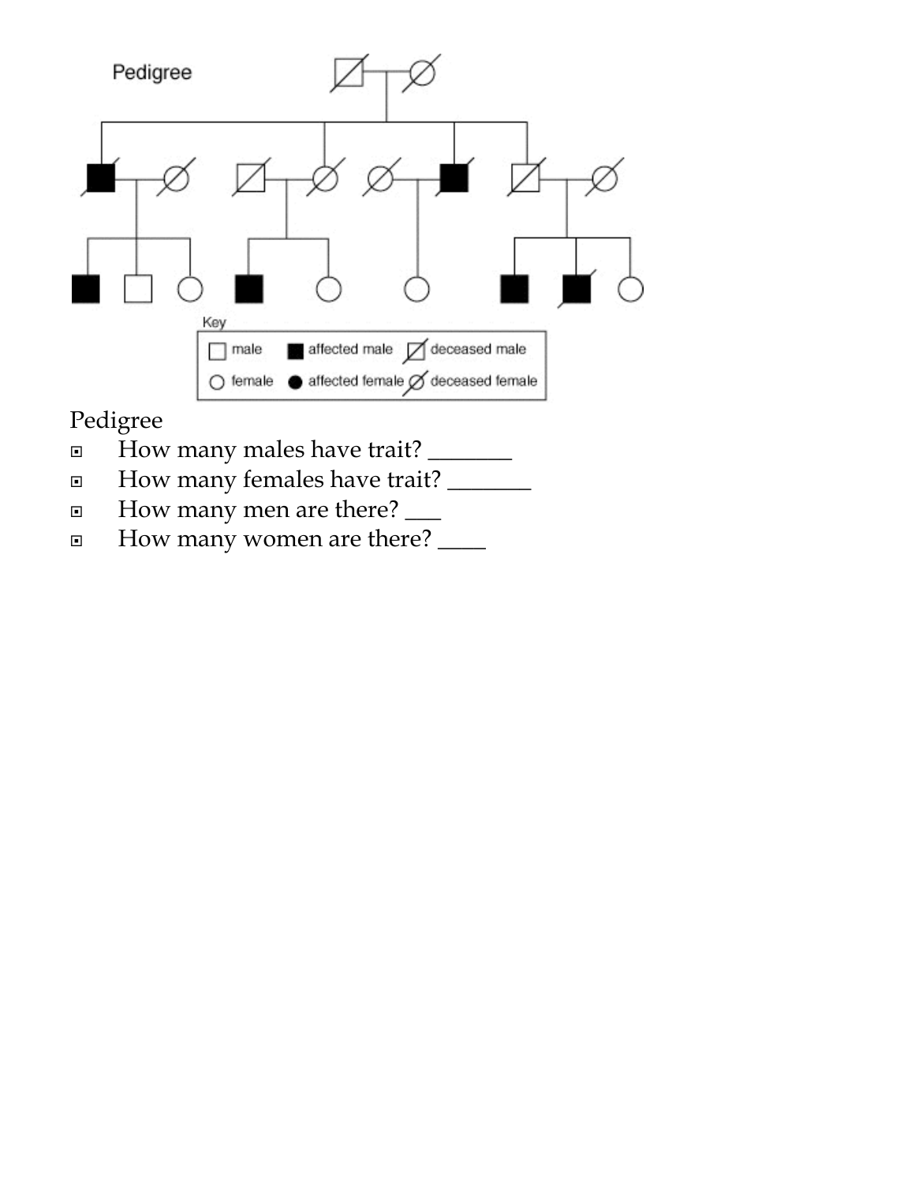Pedigree

Key

male

affected male

deceased male

female

affected female

deceased female

Pedigree

- How many males have trait? _______
- How many females have trait? _______
- How many men are there? ___
- How many women are there? ____